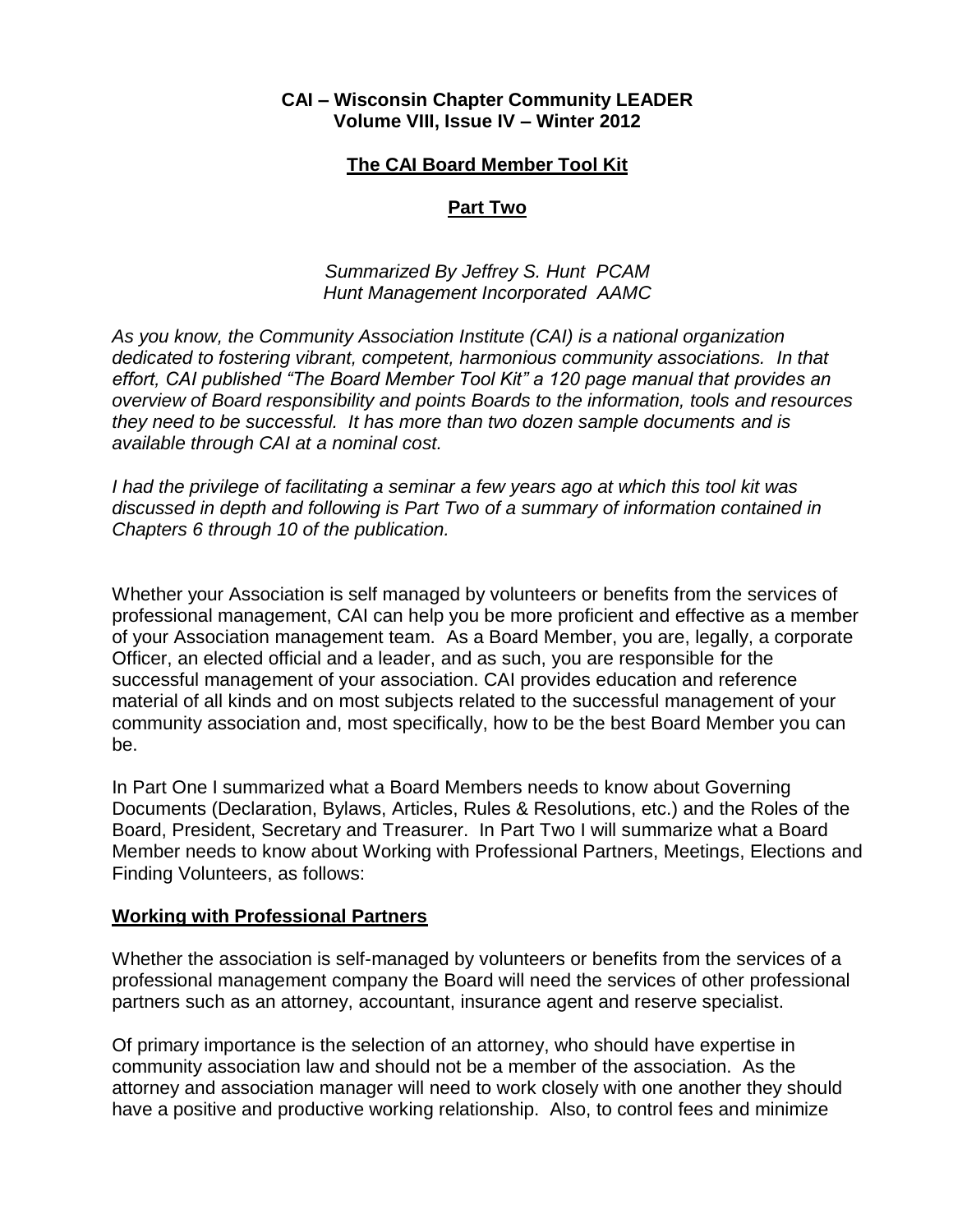**CAI – Wisconsin Chapter Community LEADER**
**Volume VIII, Issue IV – Winter 2012**

# The CAI Board Member Tool Kit

## Part Two

*Summarized By Jeffrey S. Hunt PCAM*
*Hunt Management Incorporated AAMC*

*As you know, the Community Association Institute (CAI) is a national organization dedicated to fostering vibrant, competent, harmonious community associations. In that effort, CAI published "The Board Member Tool Kit" a 120 page manual that provides an overview of Board responsibility and points Boards to the information, tools and resources they need to be successful. It has more than two dozen sample documents and is available through CAI at a nominal cost.*

*I had the privilege of facilitating a seminar a few years ago at which this tool kit was discussed in depth and following is Part Two of a summary of information contained in Chapters 6 through 10 of the publication.*

Whether your Association is self managed by volunteers or benefits from the services of professional management, CAI can help you be more proficient and effective as a member of your Association management team. As a Board Member, you are, legally, a corporate Officer, an elected official and a leader, and as such, you are responsible for the successful management of your association. CAI provides education and reference material of all kinds and on most subjects related to the successful management of your community association and, most specifically, how to be the best Board Member you can be.

In Part One I summarized what a Board Members needs to know about Governing Documents (Declaration, Bylaws, Articles, Rules & Resolutions, etc.) and the Roles of the Board, President, Secretary and Treasurer. In Part Two I will summarize what a Board Member needs to know about Working with Professional Partners, Meetings, Elections and Finding Volunteers, as follows:

### Working with Professional Partners

Whether the association is self-managed by volunteers or benefits from the services of a professional management company the Board will need the services of other professional partners such as an attorney, accountant, insurance agent and reserve specialist.

Of primary importance is the selection of an attorney, who should have expertise in community association law and should not be a member of the association. As the attorney and association manager will need to work closely with one another they should have a positive and productive working relationship. Also, to control fees and minimize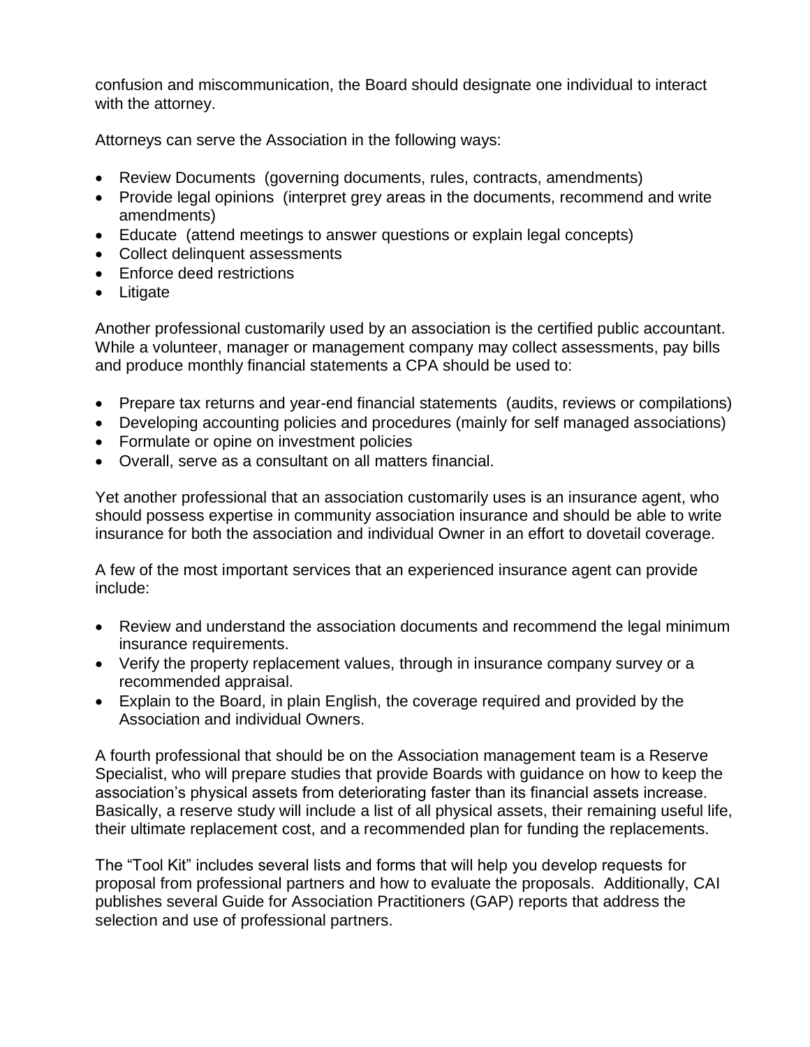confusion and miscommunication, the Board should designate one individual to interact with the attorney.

Attorneys can serve the Association in the following ways:

- Review Documents (governing documents, rules, contracts, amendments)
- Provide legal opinions (interpret grey areas in the documents, recommend and write amendments)
- Educate (attend meetings to answer questions or explain legal concepts)
- Collect delinquent assessments
- Enforce deed restrictions
- Litigate

Another professional customarily used by an association is the certified public accountant. While a volunteer, manager or management company may collect assessments, pay bills and produce monthly financial statements a CPA should be used to:

- Prepare tax returns and year-end financial statements (audits, reviews or compilations)
- Developing accounting policies and procedures (mainly for self managed associations)
- Formulate or opine on investment policies
- Overall, serve as a consultant on all matters financial.

Yet another professional that an association customarily uses is an insurance agent, who should possess expertise in community association insurance and should be able to write insurance for both the association and individual Owner in an effort to dovetail coverage.

A few of the most important services that an experienced insurance agent can provide include:

- Review and understand the association documents and recommend the legal minimum insurance requirements.
- Verify the property replacement values, through in insurance company survey or a recommended appraisal.
- Explain to the Board, in plain English, the coverage required and provided by the Association and individual Owners.

A fourth professional that should be on the Association management team is a Reserve Specialist, who will prepare studies that provide Boards with guidance on how to keep the association's physical assets from deteriorating faster than its financial assets increase. Basically, a reserve study will include a list of all physical assets, their remaining useful life, their ultimate replacement cost, and a recommended plan for funding the replacements.

The "Tool Kit" includes several lists and forms that will help you develop requests for proposal from professional partners and how to evaluate the proposals. Additionally, CAI publishes several Guide for Association Practitioners (GAP) reports that address the selection and use of professional partners.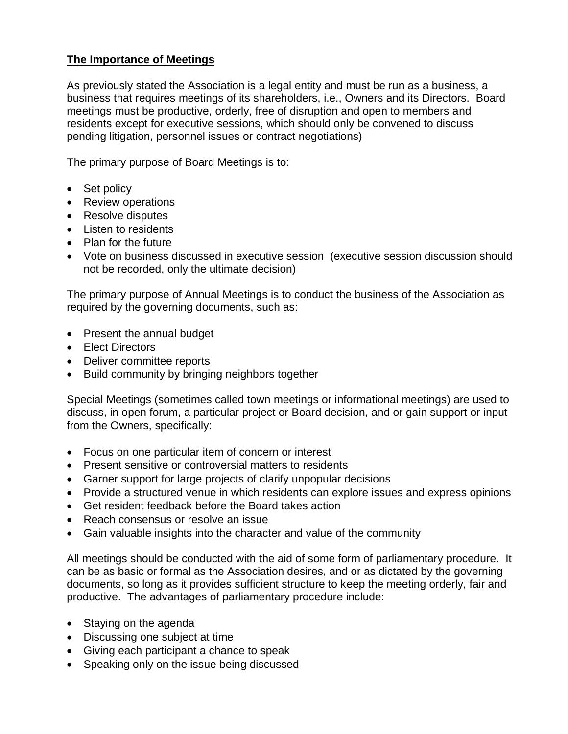**The Importance of Meetings**

As previously stated the Association is a legal entity and must be run as a business, a business that requires meetings of its shareholders, i.e., Owners and its Directors. Board meetings must be productive, orderly, free of disruption and open to members and residents except for executive sessions, which should only be convened to discuss pending litigation, personnel issues or contract negotiations)

The primary purpose of Board Meetings is to:

- Set policy
- Review operations
- Resolve disputes
- Listen to residents
- Plan for the future
- Vote on business discussed in executive session (executive session discussion should not be recorded, only the ultimate decision)

The primary purpose of Annual Meetings is to conduct the business of the Association as required by the governing documents, such as:

- Present the annual budget
- Elect Directors
- Deliver committee reports
- Build community by bringing neighbors together

Special Meetings (sometimes called town meetings or informational meetings) are used to discuss, in open forum, a particular project or Board decision, and or gain support or input from the Owners, specifically:

- Focus on one particular item of concern or interest
- Present sensitive or controversial matters to residents
- Garner support for large projects of clarify unpopular decisions
- Provide a structured venue in which residents can explore issues and express opinions
- Get resident feedback before the Board takes action
- Reach consensus or resolve an issue
- Gain valuable insights into the character and value of the community

All meetings should be conducted with the aid of some form of parliamentary procedure. It can be as basic or formal as the Association desires, and or as dictated by the governing documents, so long as it provides sufficient structure to keep the meeting orderly, fair and productive. The advantages of parliamentary procedure include:

- Staying on the agenda
- Discussing one subject at time
- Giving each participant a chance to speak
- Speaking only on the issue being discussed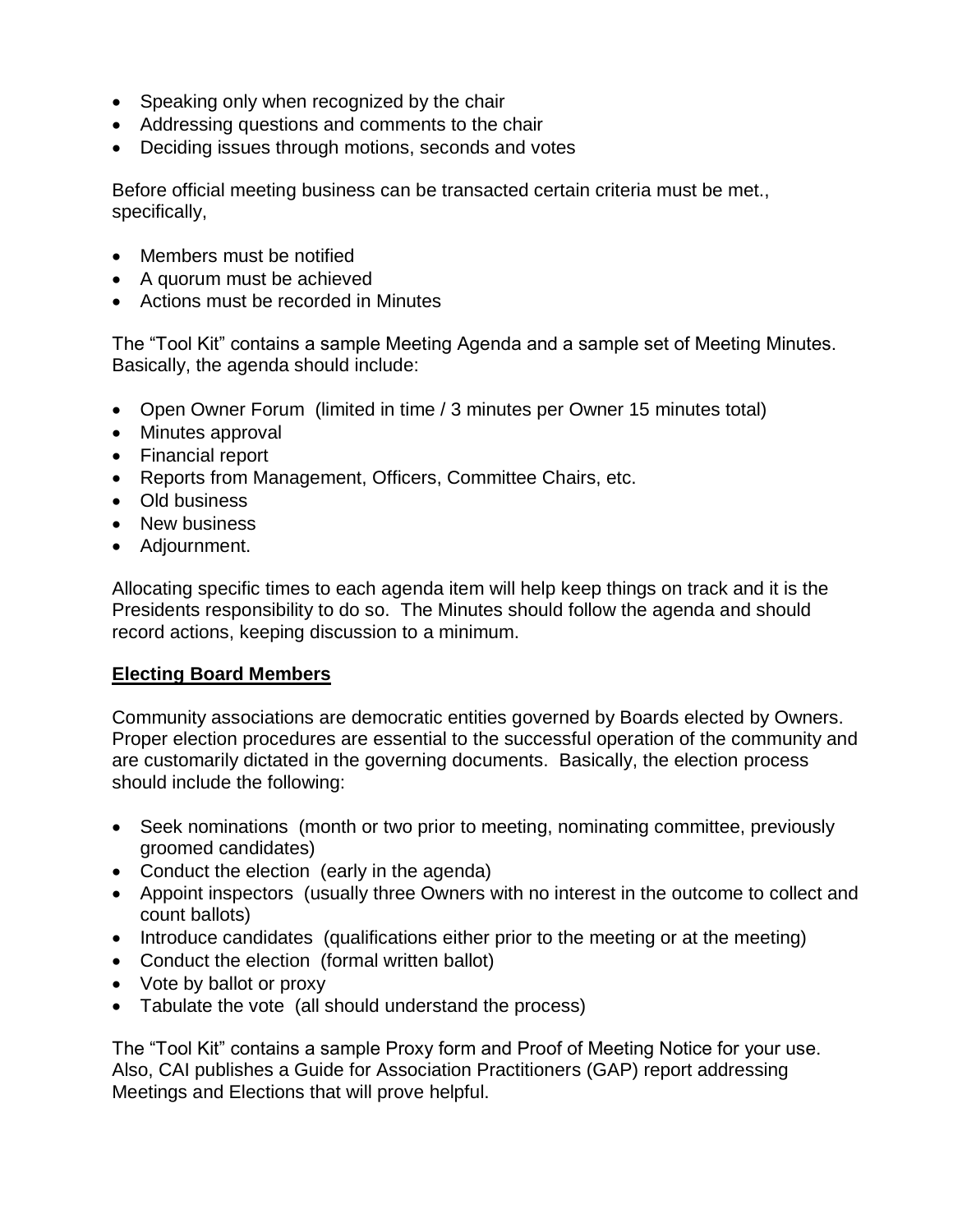- Speaking only when recognized by the chair
- Addressing questions and comments to the chair
- Deciding issues through motions, seconds and votes

Before official meeting business can be transacted certain criteria must be met., specifically,

- Members must be notified
- A quorum must be achieved
- Actions must be recorded in Minutes

The "Tool Kit" contains a sample Meeting Agenda and a sample set of Meeting Minutes. Basically, the agenda should include:

- Open Owner Forum (limited in time / 3 minutes per Owner 15 minutes total)
- Minutes approval
- Financial report
- Reports from Management, Officers, Committee Chairs, etc.
- Old business
- New business
- Adjournment.

Allocating specific times to each agenda item will help keep things on track and it is the Presidents responsibility to do so. The Minutes should follow the agenda and should record actions, keeping discussion to a minimum.

**Electing Board Members**

Community associations are democratic entities governed by Boards elected by Owners. Proper election procedures are essential to the successful operation of the community and are customarily dictated in the governing documents. Basically, the election process should include the following:

- Seek nominations (month or two prior to meeting, nominating committee, previously groomed candidates)
- Conduct the election (early in the agenda)
- Appoint inspectors (usually three Owners with no interest in the outcome to collect and count ballots)
- Introduce candidates (qualifications either prior to the meeting or at the meeting)
- Conduct the election (formal written ballot)
- Vote by ballot or proxy
- Tabulate the vote (all should understand the process)

The "Tool Kit" contains a sample Proxy form and Proof of Meeting Notice for your use. Also, CAI publishes a Guide for Association Practitioners (GAP) report addressing Meetings and Elections that will prove helpful.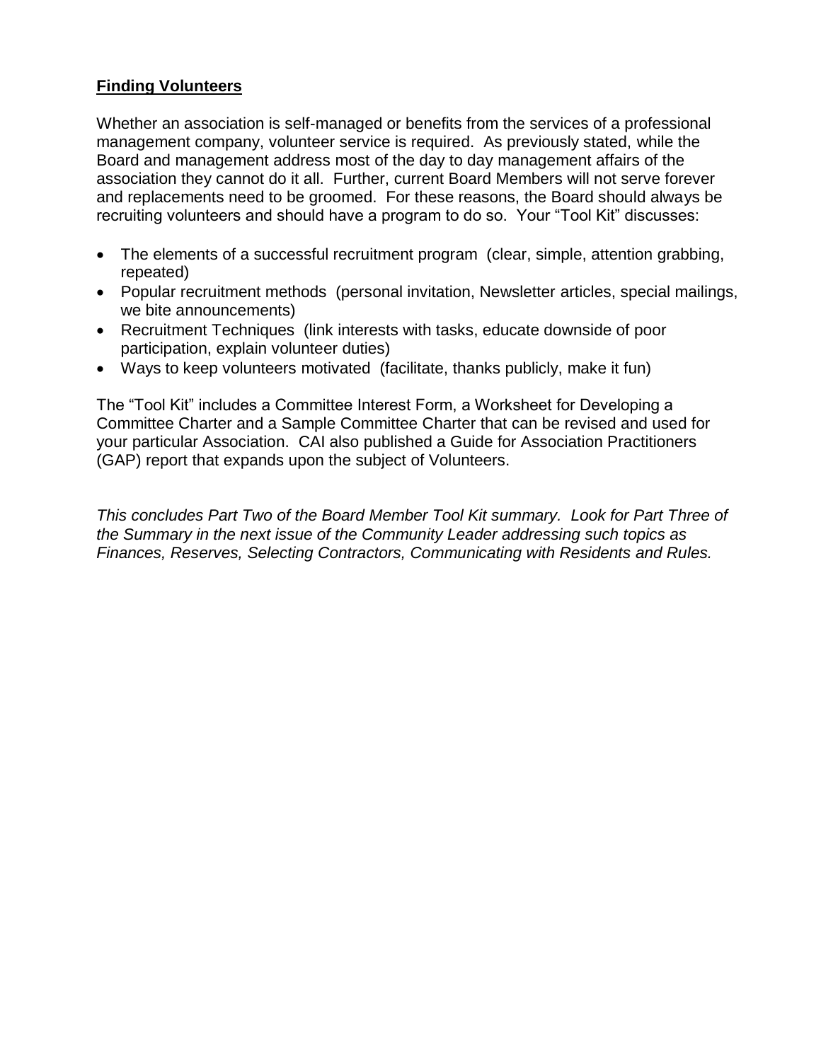**Finding Volunteers**

Whether an association is self-managed or benefits from the services of a professional management company, volunteer service is required. As previously stated, while the Board and management address most of the day to day management affairs of the association they cannot do it all. Further, current Board Members will not serve forever and replacements need to be groomed. For these reasons, the Board should always be recruiting volunteers and should have a program to do so. Your "Tool Kit" discusses:

- The elements of a successful recruitment program (clear, simple, attention grabbing, repeated)
- Popular recruitment methods (personal invitation, Newsletter articles, special mailings, we bite announcements)
- Recruitment Techniques (link interests with tasks, educate downside of poor participation, explain volunteer duties)
- Ways to keep volunteers motivated (facilitate, thanks publicly, make it fun)

The "Tool Kit" includes a Committee Interest Form, a Worksheet for Developing a Committee Charter and a Sample Committee Charter that can be revised and used for your particular Association. CAI also published a Guide for Association Practitioners (GAP) report that expands upon the subject of Volunteers.

*This concludes Part Two of the Board Member Tool Kit summary. Look for Part Three of the Summary in the next issue of the Community Leader addressing such topics as Finances, Reserves, Selecting Contractors, Communicating with Residents and Rules.*